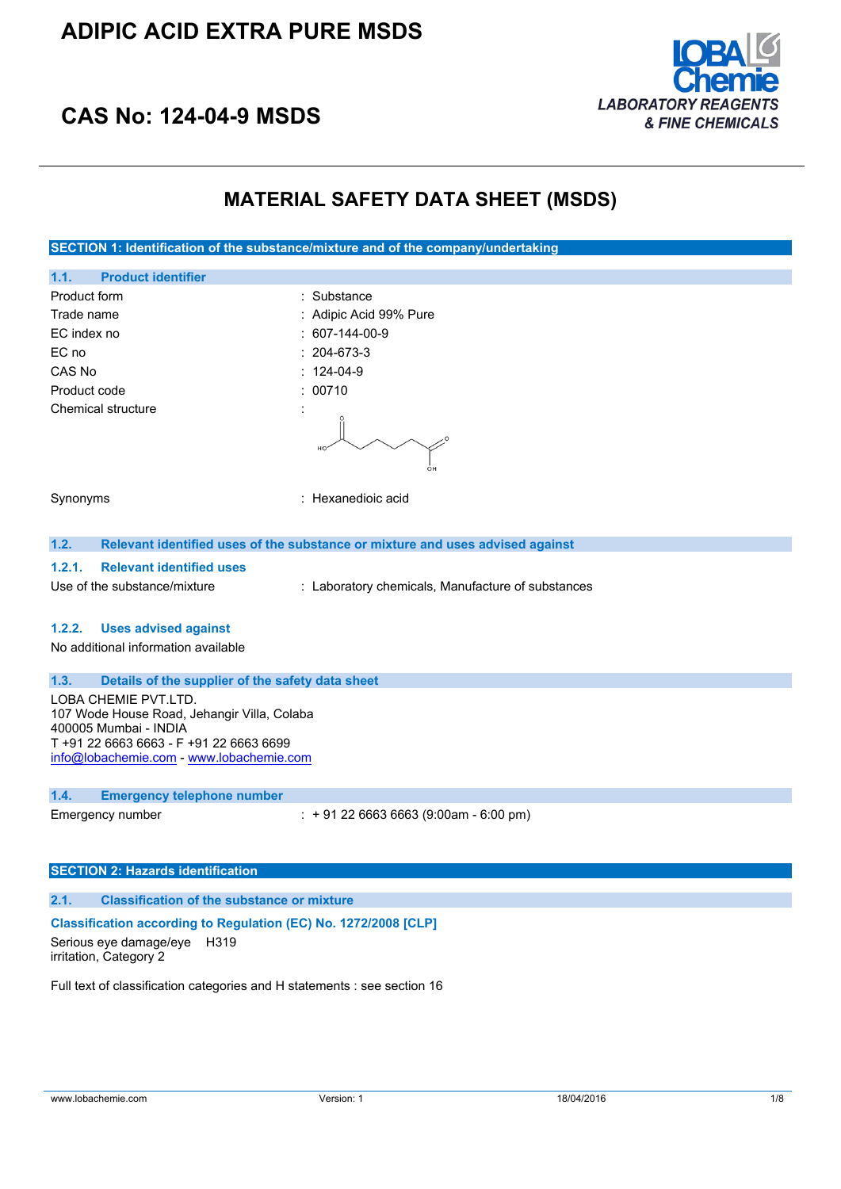# ADIPIC ACID EXTRA PURE MSDS

## CAS No: 124-04-9 MSDS

LOBA Chemie
LABORATORY REAGENTS & FINE CHEMICALS

# MATERIAL SAFETY DATA SHEET (MSDS)

## SECTION 1: Identification of the substance/mixture and of the company/undertaking

### 1.1. Product identifier

| | |
|---|---|
| Product form | : Substance |
| Trade name | : Adipic Acid 99% Pure |
| EC index no | : 607-144-00-9 |
| EC no | : 204-673-3 |
| CAS No | : 124-04-9 |
| Product code | : 00710 |
| Chemical structure | : |
| Synonyms | : Hexanedioic acid |

### 1.2. Relevant identified uses of the substance or mixture and uses advised against

#### 1.2.1. Relevant identified uses

Use of the substance/mixture : Laboratory chemicals, Manufacture of substances

#### 1.2.2. Uses advised against

No additional information available

### 1.3. Details of the supplier of the safety data sheet

LOBA CHEMIE PVT.LTD.
107 Wode House Road, Jehangir Villa, Colaba
400005 Mumbai - INDIA
T +91 22 6663 6663 - F +91 22 6663 6699
info@lobachemie.com - www.lobachemie.com

### 1.4. Emergency telephone number

Emergency number : + 91 22 6663 6663 (9:00am - 6:00 pm)

## SECTION 2: Hazards identification

### 2.1. Classification of the substance or mixture

**Classification according to Regulation (EC) No. 1272/2008 [CLP]**

Serious eye damage/eye irritation, Category 2 H319

Full text of classification categories and H statements : see section 16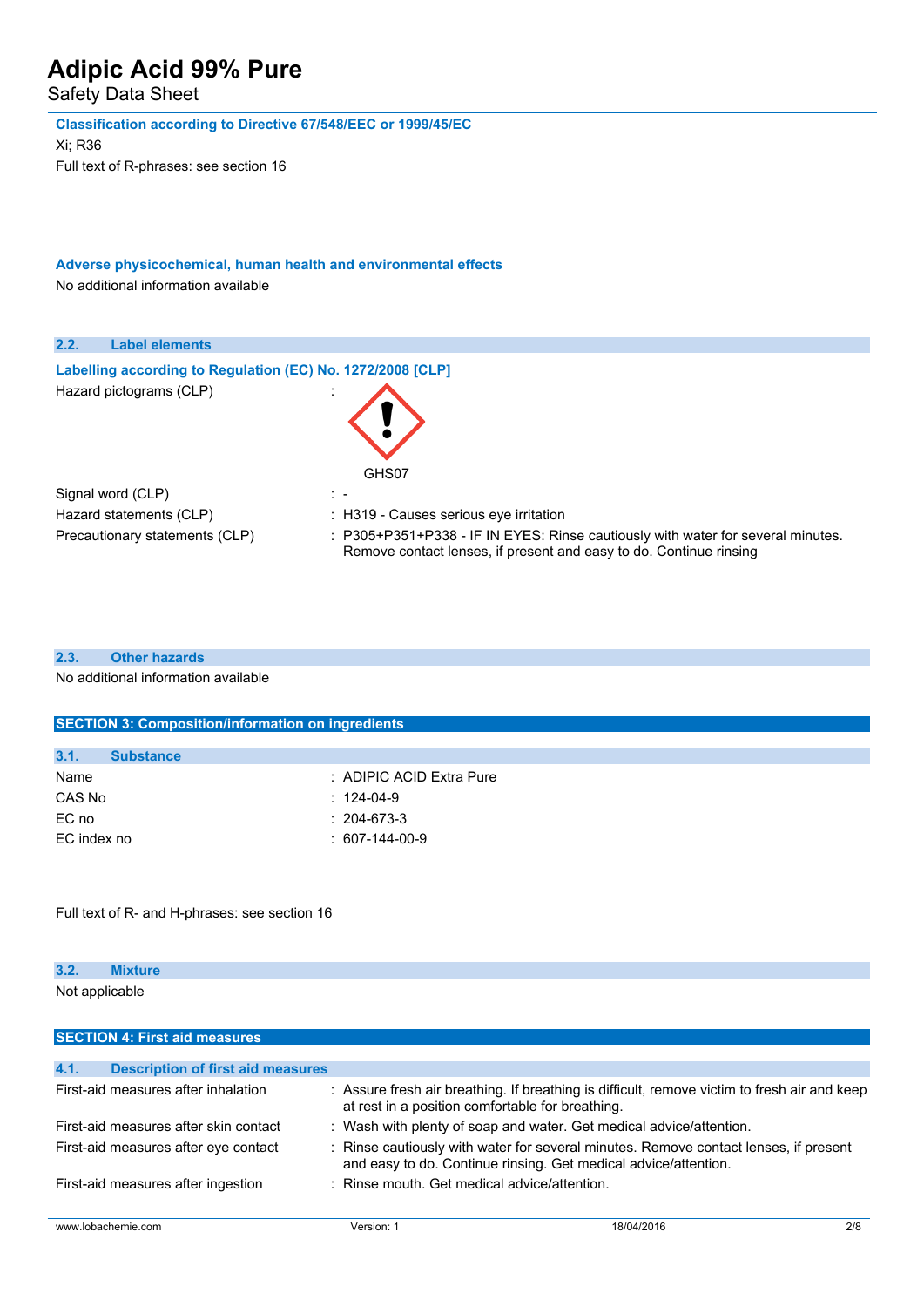**Classification according to Directive 67/548/EEC or 1999/45/EC**

Xi; R36

Full text of R-phrases: see section 16

**Adverse physicochemical, human health and environmental effects**

No additional information available

## 2.2. Label elements

**Labelling according to Regulation (EC) No. 1272/2008 [CLP]**

| | |
|---|---|
| Hazard pictograms (CLP) | : GHS07 |
| Signal word (CLP) | : - |
| Hazard statements (CLP) | : H319 - Causes serious eye irritation |
| Precautionary statements (CLP) | : P305+P351+P338 - IF IN EYES: Rinse cautiously with water for several minutes. Remove contact lenses, if present and easy to do. Continue rinsing |

## 2.3. Other hazards

No additional information available

# SECTION 3: Composition/information on ingredients

## 3.1. Substance

| | |
|---|---|
| Name | : ADIPIC ACID Extra Pure |
| CAS No | : 124-04-9 |
| EC no | : 204-673-3 |
| EC index no | : 607-144-00-9 |

Full text of R- and H-phrases: see section 16

## 3.2. Mixture

Not applicable

# SECTION 4: First aid measures

## 4.1. Description of first aid measures

| | |
|---|---|
| First-aid measures after inhalation | : Assure fresh air breathing. If breathing is difficult, remove victim to fresh air and keep at rest in a position comfortable for breathing. |
| First-aid measures after skin contact | : Wash with plenty of soap and water. Get medical advice/attention. |
| First-aid measures after eye contact | : Rinse cautiously with water for several minutes. Remove contact lenses, if present and easy to do. Continue rinsing. Get medical advice/attention. |
| First-aid measures after ingestion | : Rinse mouth. Get medical advice/attention. |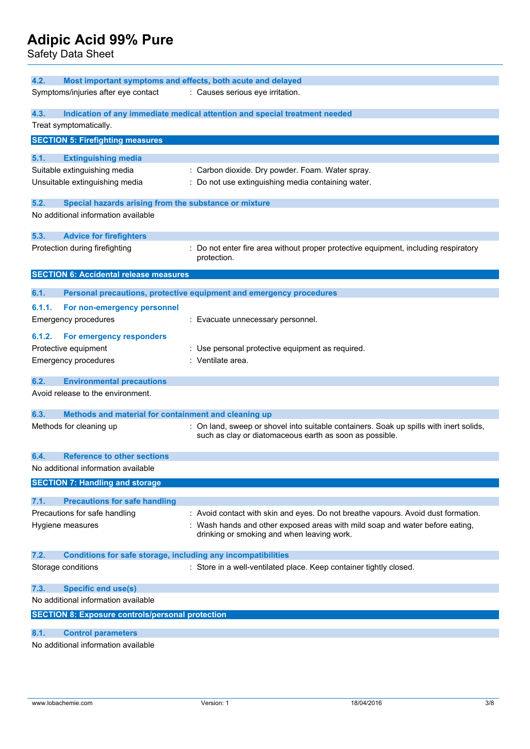### 4.2. Most important symptoms and effects, both acute and delayed

Symptoms/injuries after eye contact : Causes serious eye irritation.

### 4.3. Indication of any immediate medical attention and special treatment needed

Treat symptomatically.

## SECTION 5: Firefighting measures

### 5.1. Extinguishing media

Suitable extinguishing media : Carbon dioxide. Dry powder. Foam. Water spray.

Unsuitable extinguishing media : Do not use extinguishing media containing water.

### 5.2. Special hazards arising from the substance or mixture

No additional information available

### 5.3. Advice for firefighters

Protection during firefighting : Do not enter fire area without proper protective equipment, including respiratory protection.

## SECTION 6: Accidental release measures

### 6.1. Personal precautions, protective equipment and emergency procedures

#### 6.1.1. For non-emergency personnel

Emergency procedures : Evacuate unnecessary personnel.

#### 6.1.2. For emergency responders

Protective equipment : Use personal protective equipment as required.

Emergency procedures : Ventilate area.

### 6.2. Environmental precautions

Avoid release to the environment.

### 6.3. Methods and material for containment and cleaning up

Methods for cleaning up : On land, sweep or shovel into suitable containers. Soak up spills with inert solids, such as clay or diatomaceous earth as soon as possible.

### 6.4. Reference to other sections

No additional information available

## SECTION 7: Handling and storage

### 7.1. Precautions for safe handling

Precautions for safe handling : Avoid contact with skin and eyes. Do not breathe vapours. Avoid dust formation.

Hygiene measures : Wash hands and other exposed areas with mild soap and water before eating, drinking or smoking and when leaving work.

### 7.2. Conditions for safe storage, including any incompatibilities

Storage conditions : Store in a well-ventilated place. Keep container tightly closed.

### 7.3. Specific end use(s)

No additional information available

## SECTION 8: Exposure controls/personal protection

### 8.1. Control parameters

No additional information available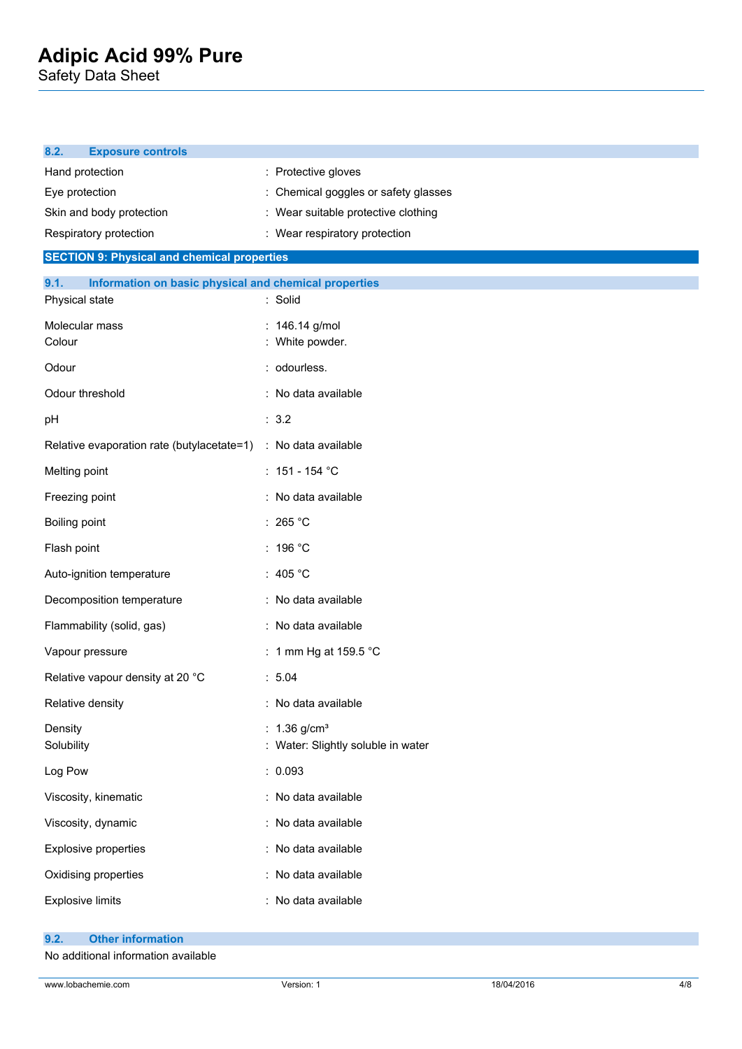### 8.2. Exposure controls

| | |
|---|---|
| Hand protection | : Protective gloves |
| Eye protection | : Chemical goggles or safety glasses |
| Skin and body protection | : Wear suitable protective clothing |
| Respiratory protection | : Wear respiratory protection |

## SECTION 9: Physical and chemical properties

### 9.1. Information on basic physical and chemical properties

| | |
|---|---|
| Physical state | : Solid |
| Molecular mass | : 146.14 g/mol |
| Colour | : White powder. |
| Odour | : odourless. |
| Odour threshold | : No data available |
| pH | : 3.2 |
| Relative evaporation rate (butylacetate=1) | : No data available |
| Melting point | : 151 - 154 °C |
| Freezing point | : No data available |
| Boiling point | : 265 °C |
| Flash point | : 196 °C |
| Auto-ignition temperature | : 405 °C |
| Decomposition temperature | : No data available |
| Flammability (solid, gas) | : No data available |
| Vapour pressure | : 1 mm Hg at 159.5 °C |
| Relative vapour density at 20 °C | : 5.04 |
| Relative density | : No data available |
| Density | : 1.36 g/cm³ |
| Solubility | : Water: Slightly soluble in water |
| Log Pow | : 0.093 |
| Viscosity, kinematic | : No data available |
| Viscosity, dynamic | : No data available |
| Explosive properties | : No data available |
| Oxidising properties | : No data available |
| Explosive limits | : No data available |

### 9.2. Other information

No additional information available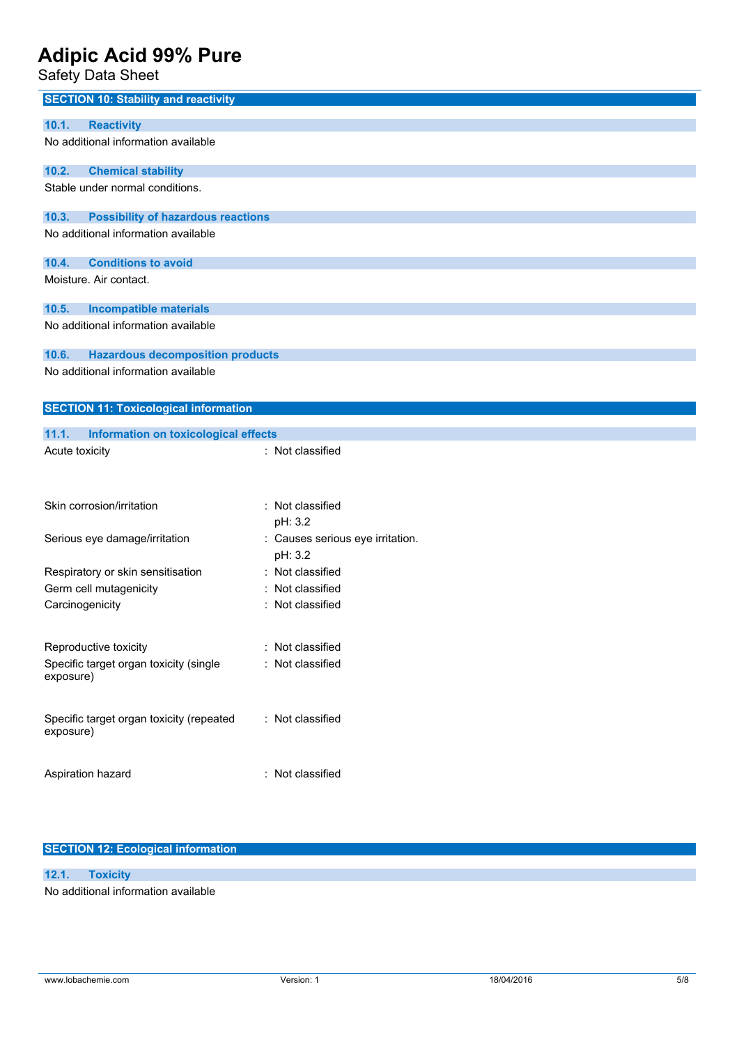## SECTION 10: Stability and reactivity

### 10.1. Reactivity

No additional information available

### 10.2. Chemical stability

Stable under normal conditions.

### 10.3. Possibility of hazardous reactions

No additional information available

### 10.4. Conditions to avoid

Moisture. Air contact.

### 10.5. Incompatible materials

No additional information available

### 10.6. Hazardous decomposition products

No additional information available

## SECTION 11: Toxicological information

### 11.1. Information on toxicological effects

| | |
|---|---|
| Acute toxicity | : Not classified |
| Skin corrosion/irritation | : Not classified<br>pH: 3.2 |
| Serious eye damage/irritation | : Causes serious eye irritation.<br>pH: 3.2 |
| Respiratory or skin sensitisation | : Not classified |
| Germ cell mutagenicity | : Not classified |
| Carcinogenicity | : Not classified |
| Reproductive toxicity | : Not classified |
| Specific target organ toxicity (single exposure) | : Not classified |
| Specific target organ toxicity (repeated exposure) | : Not classified |
| Aspiration hazard | : Not classified |

## SECTION 12: Ecological information

### 12.1. Toxicity

No additional information available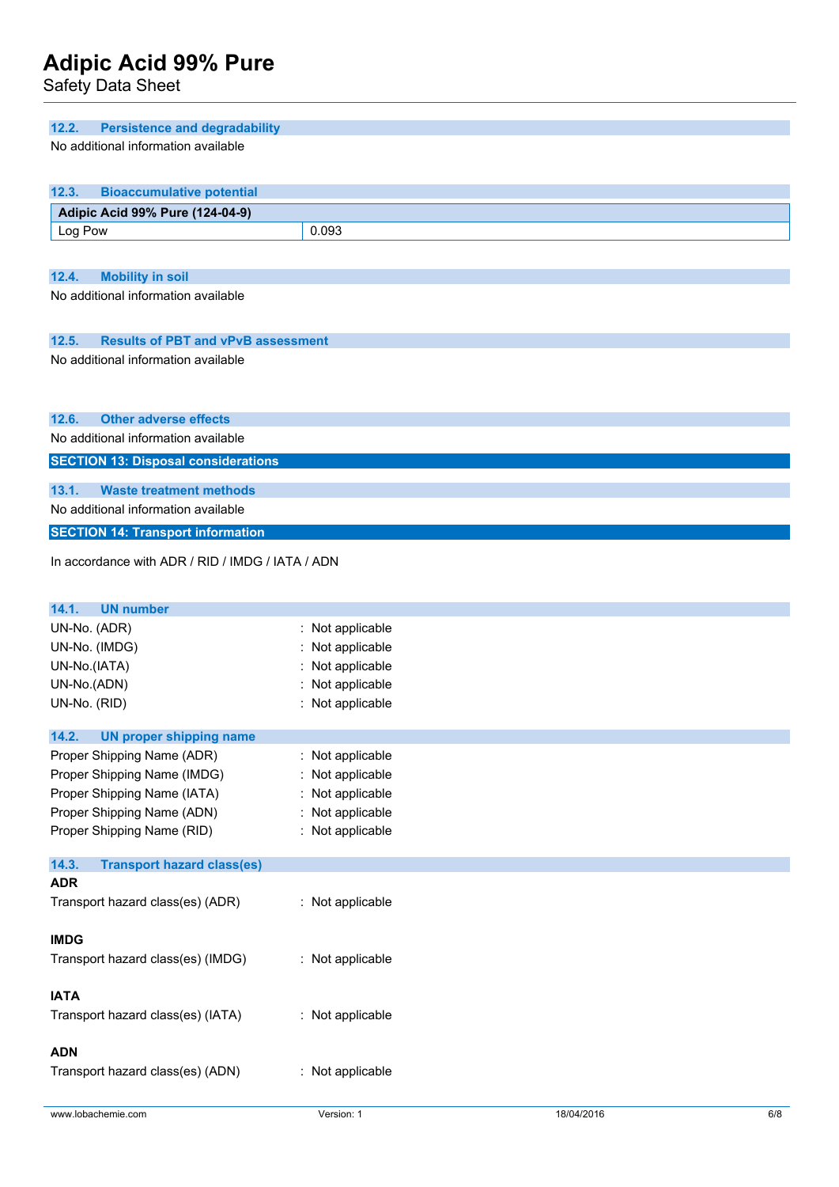### 12.2. Persistence and degradability

No additional information available

### 12.3. Bioaccumulative potential

| Adipic Acid 99% Pure (124-04-9) | |
|---|---|
| Log Pow | 0.093 |

### 12.4. Mobility in soil

No additional information available

### 12.5. Results of PBT and vPvB assessment

No additional information available

### 12.6. Other adverse effects

No additional information available

## SECTION 13: Disposal considerations

### 13.1. Waste treatment methods

No additional information available

## SECTION 14: Transport information

In accordance with ADR / RID / IMDG / IATA / ADN

### 14.1. UN number

UN-No. (ADR) : Not applicable
UN-No. (IMDG) : Not applicable
UN-No.(IATA) : Not applicable
UN-No.(ADN) : Not applicable
UN-No. (RID) : Not applicable

### 14.2. UN proper shipping name

Proper Shipping Name (ADR) : Not applicable
Proper Shipping Name (IMDG) : Not applicable
Proper Shipping Name (IATA) : Not applicable
Proper Shipping Name (ADN) : Not applicable
Proper Shipping Name (RID) : Not applicable

### 14.3. Transport hazard class(es)

**ADR**

Transport hazard class(es) (ADR) : Not applicable

**IMDG**

Transport hazard class(es) (IMDG) : Not applicable

**IATA**

Transport hazard class(es) (IATA) : Not applicable

**ADN**

Transport hazard class(es) (ADN) : Not applicable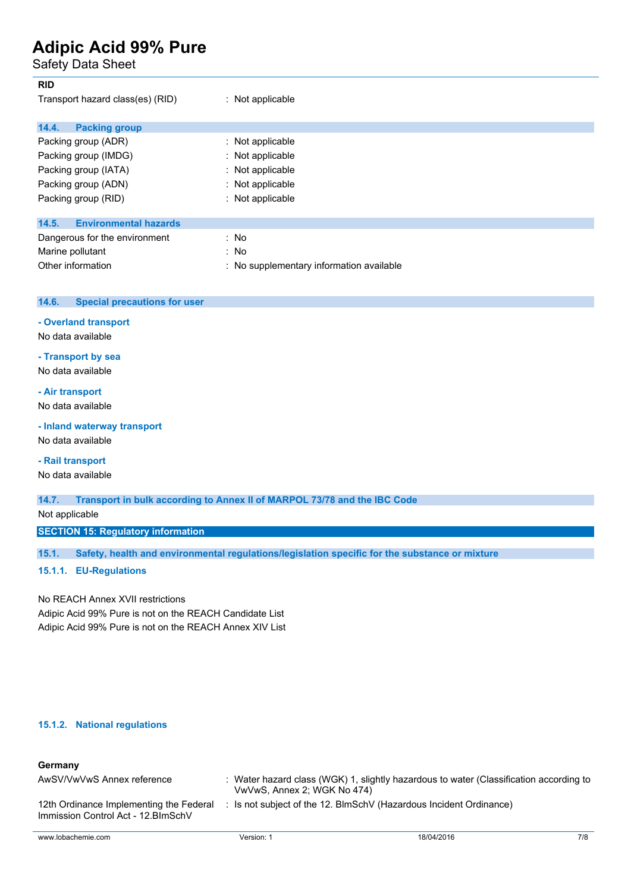**RID**

Transport hazard class(es) (RID) : Not applicable

### 14.4. Packing group

| | |
|---|---|
| Packing group (ADR) | : Not applicable |
| Packing group (IMDG) | : Not applicable |
| Packing group (IATA) | : Not applicable |
| Packing group (ADN) | : Not applicable |
| Packing group (RID) | : Not applicable |

### 14.5. Environmental hazards

| | |
|---|---|
| Dangerous for the environment | : No |
| Marine pollutant | : No |
| Other information | : No supplementary information available |

### 14.6. Special precautions for user

**- Overland transport**

No data available

**- Transport by sea**

No data available

**- Air transport**

No data available

**- Inland waterway transport**

No data available

**- Rail transport**

No data available

### 14.7. Transport in bulk according to Annex II of MARPOL 73/78 and the IBC Code

Not applicable

## SECTION 15: Regulatory information

### 15.1. Safety, health and environmental regulations/legislation specific for the substance or mixture

#### 15.1.1. EU-Regulations

No REACH Annex XVII restrictions

Adipic Acid 99% Pure is not on the REACH Candidate List

Adipic Acid 99% Pure is not on the REACH Annex XIV List

#### 15.1.2. National regulations

**Germany**

| | |
|---|---|
| AwSV/VwVwS Annex reference | : Water hazard class (WGK) 1, slightly hazardous to water (Classification according to VwVwS, Annex 2; WGK No 474) |
| 12th Ordinance Implementing the Federal Immission Control Act - 12.BImSchV | : Is not subject of the 12. BImSchV (Hazardous Incident Ordinance) |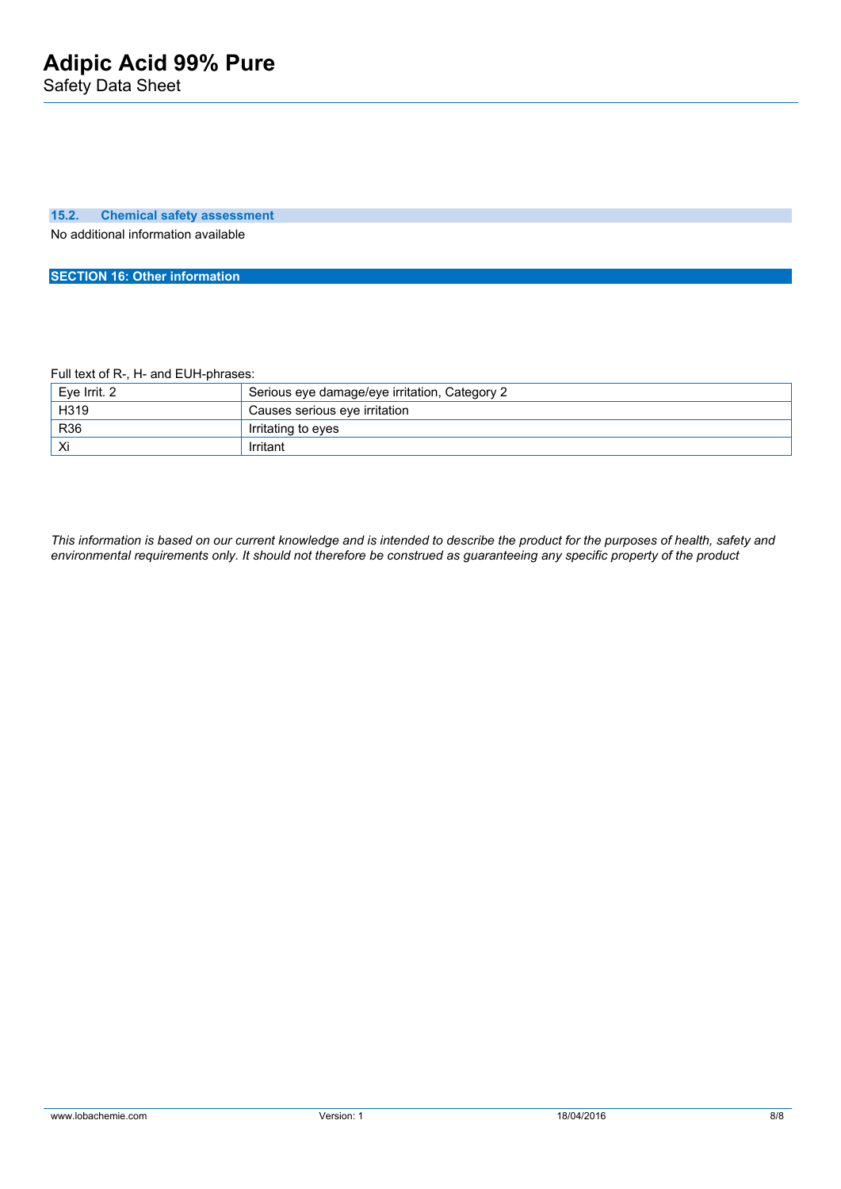### 15.2. Chemical safety assessment

No additional information available

## SECTION 16: Other information

Full text of R-, H- and EUH-phrases:

| | |
|---|---|
| Eye Irrit. 2 | Serious eye damage/eye irritation, Category 2 |
| H319 | Causes serious eye irritation |
| R36 | Irritating to eyes |
| Xi | Irritant |

*This information is based on our current knowledge and is intended to describe the product for the purposes of health, safety and environmental requirements only. It should not therefore be construed as guaranteeing any specific property of the product*